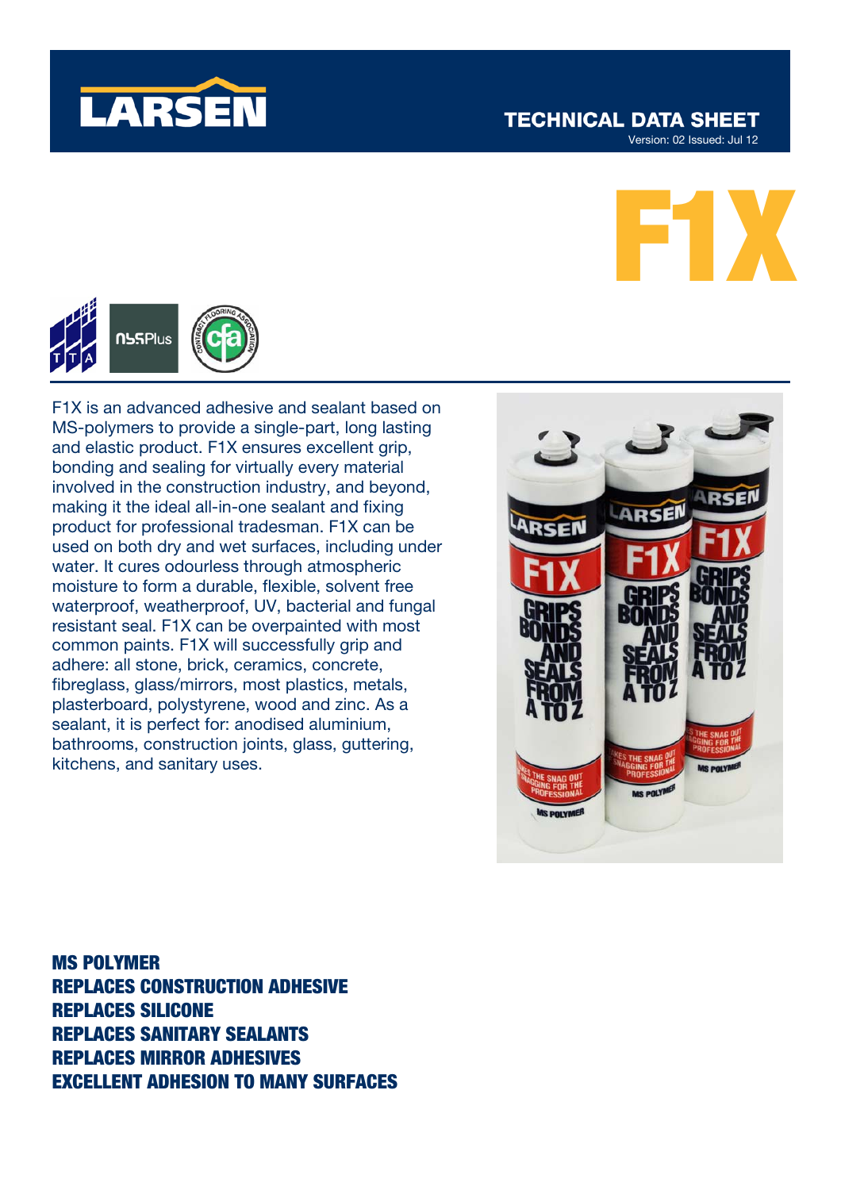LARSEN

TECHNICAL DATA SHEET

Version: 02 Issued: Jul 12

# F1X

F1X is an advanced adhesive and sealant based on MS-polymers to provide a single-part, long lasting and elastic product. F1X ensures excellent grip, bonding and sealing for virtually every material involved in the construction industry, and beyond, making it the ideal all-in-one sealant and fixing product for professional tradesman. F1X can be used on both dry and wet surfaces, including under water. It cures odourless through atmospheric moisture to form a durable, flexible, solvent free waterproof, weatherproof, UV, bacterial and fungal resistant seal. F1X can be overpainted with most common paints. F1X will successfully grip and adhere: all stone, brick, ceramics, concrete, fibreglass, glass/mirrors, most plastics, metals, plasterboard, polystyrene, wood and zinc. As a sealant, it is perfect for: anodised aluminium, bathrooms, construction joints, glass, guttering, kitchens, and sanitary uses.

**MS POLYMER**
**REPLACES CONSTRUCTION ADHESIVE**
**REPLACES SILICONE**
**REPLACES SANITARY SEALANTS**
**REPLACES MIRROR ADHESIVES**
**EXCELLENT ADHESION TO MANY SURFACES**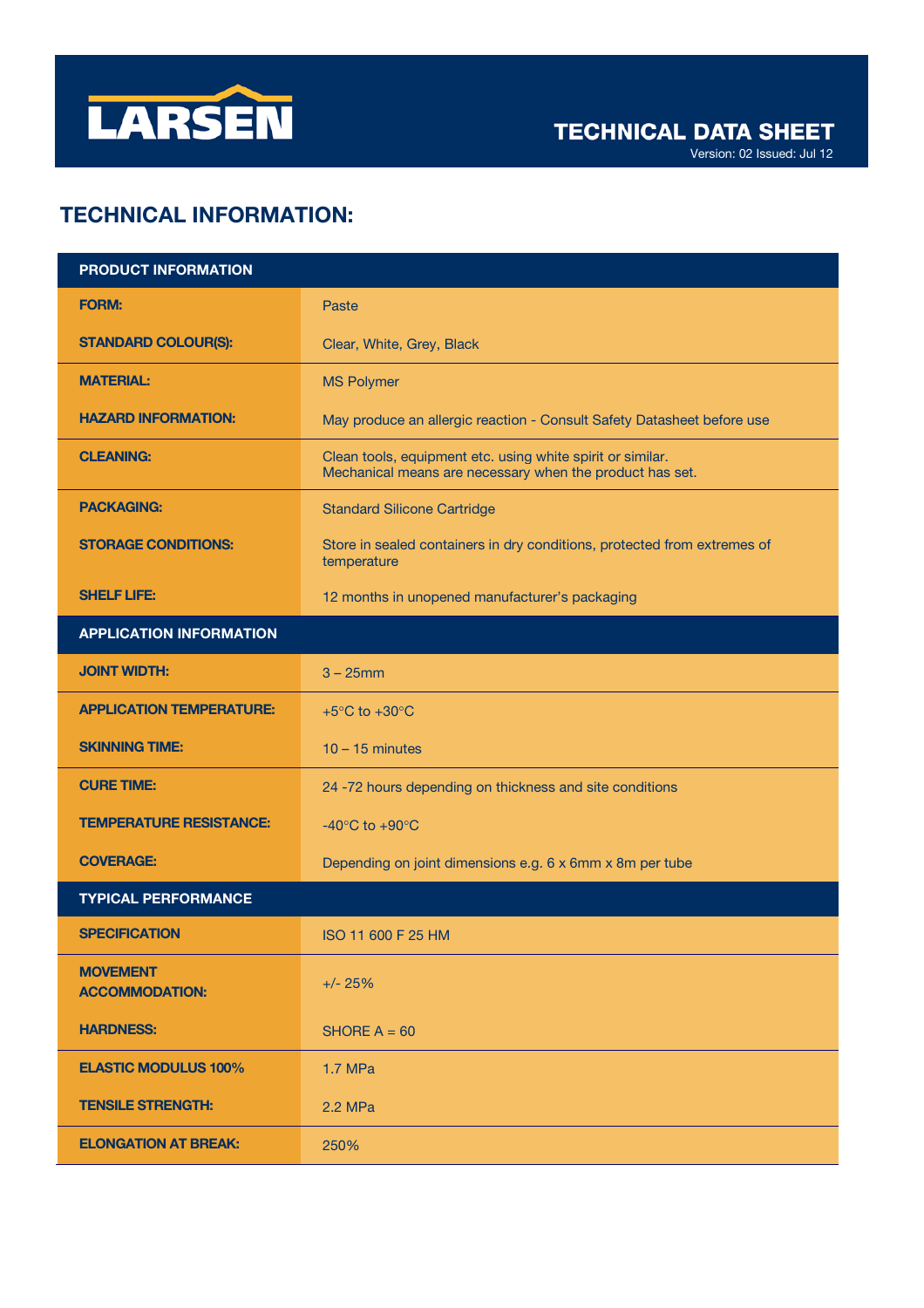# TECHNICAL DATA SHEET

Version: 02 Issued: Jul 12

## TECHNICAL INFORMATION:

| PRODUCT INFORMATION | |
|---|---|
| **FORM:** | Paste |
| **STANDARD COLOUR(S):** | Clear, White, Grey, Black |
| **MATERIAL:** | MS Polymer |
| **HAZARD INFORMATION:** | May produce an allergic reaction - Consult Safety Datasheet before use |
| **CLEANING:** | Clean tools, equipment etc. using white spirit or similar. Mechanical means are necessary when the product has set. |
| **PACKAGING:** | Standard Silicone Cartridge |
| **STORAGE CONDITIONS:** | Store in sealed containers in dry conditions, protected from extremes of temperature |
| **SHELF LIFE:** | 12 months in unopened manufacturer's packaging |
| **APPLICATION INFORMATION** | |
| **JOINT WIDTH:** | 3 – 25mm |
| **APPLICATION TEMPERATURE:** | +5°C to +30°C |
| **SKINNING TIME:** | 10 – 15 minutes |
| **CURE TIME:** | 24 -72 hours depending on thickness and site conditions |
| **TEMPERATURE RESISTANCE:** | -40°C to +90°C |
| **COVERAGE:** | Depending on joint dimensions e.g. 6 x 6mm x 8m per tube |
| **TYPICAL PERFORMANCE** | |
| **SPECIFICATION** | ISO 11 600 F 25 HM |
| **MOVEMENT ACCOMMODATION:** | +/- 25% |
| **HARDNESS:** | SHORE A = 60 |
| **ELASTIC MODULUS 100%** | 1.7 MPa |
| **TENSILE STRENGTH:** | 2.2 MPa |
| **ELONGATION AT BREAK:** | 250% |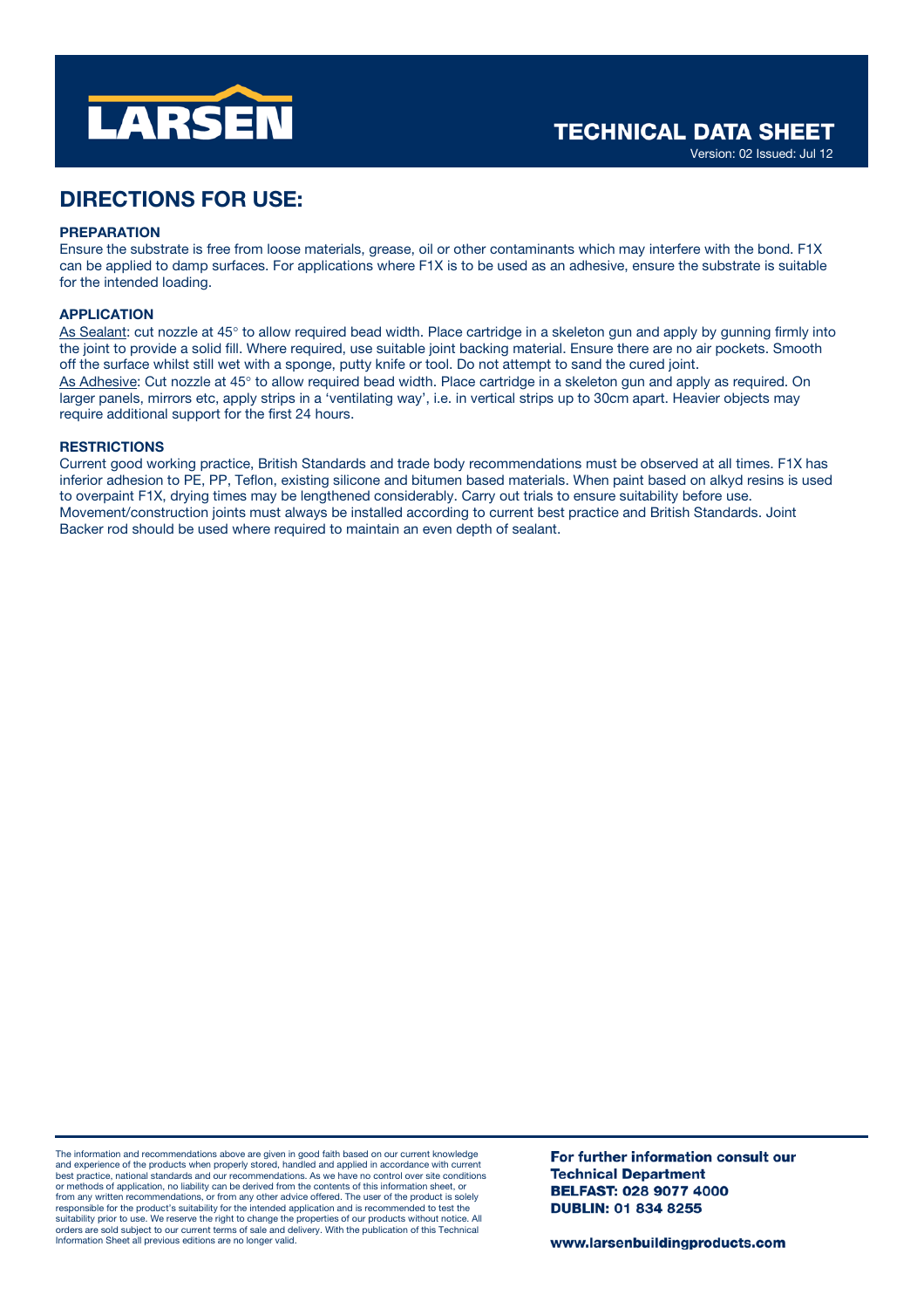## DIRECTIONS FOR USE:

### PREPARATION

Ensure the substrate is free from loose materials, grease, oil or other contaminants which may interfere with the bond. F1X can be applied to damp surfaces. For applications where F1X is to be used as an adhesive, ensure the substrate is suitable for the intended loading.

### APPLICATION

As Sealant: cut nozzle at 45° to allow required bead width. Place cartridge in a skeleton gun and apply by gunning firmly into the joint to provide a solid fill. Where required, use suitable joint backing material. Ensure there are no air pockets. Smooth off the surface whilst still wet with a sponge, putty knife or tool. Do not attempt to sand the cured joint.

As Adhesive: Cut nozzle at 45° to allow required bead width. Place cartridge in a skeleton gun and apply as required. On larger panels, mirrors etc, apply strips in a 'ventilating way', i.e. in vertical strips up to 30cm apart. Heavier objects may require additional support for the first 24 hours.

### RESTRICTIONS

Current good working practice, British Standards and trade body recommendations must be observed at all times. F1X has inferior adhesion to PE, PP, Teflon, existing silicone and bitumen based materials. When paint based on alkyd resins is used to overpaint F1X, drying times may be lengthened considerably. Carry out trials to ensure suitability before use. Movement/construction joints must always be installed according to current best practice and British Standards. Joint Backer rod should be used where required to maintain an even depth of sealant.

The information and recommendations above are given in good faith based on our current knowledge and experience of the products when properly stored, handled and applied in accordance with current best practice, national standards and our recommendations. As we have no control over site conditions or methods of application, no liability can be derived from the contents of this information sheet, or from any written recommendations, or from any other advice offered. The user of the product is solely responsible for the product's suitability for the intended application and is recommended to test the suitability prior to use. We reserve the right to change the properties of our products without notice. All orders are sold subject to our current terms of sale and delivery. With the publication of this Technical Information Sheet all previous editions are no longer valid.

**For further information consult our Technical Department**
**BELFAST: 028 9077 4000**
**DUBLIN: 01 834 8255**

**www.larsenbuildingproducts.com**